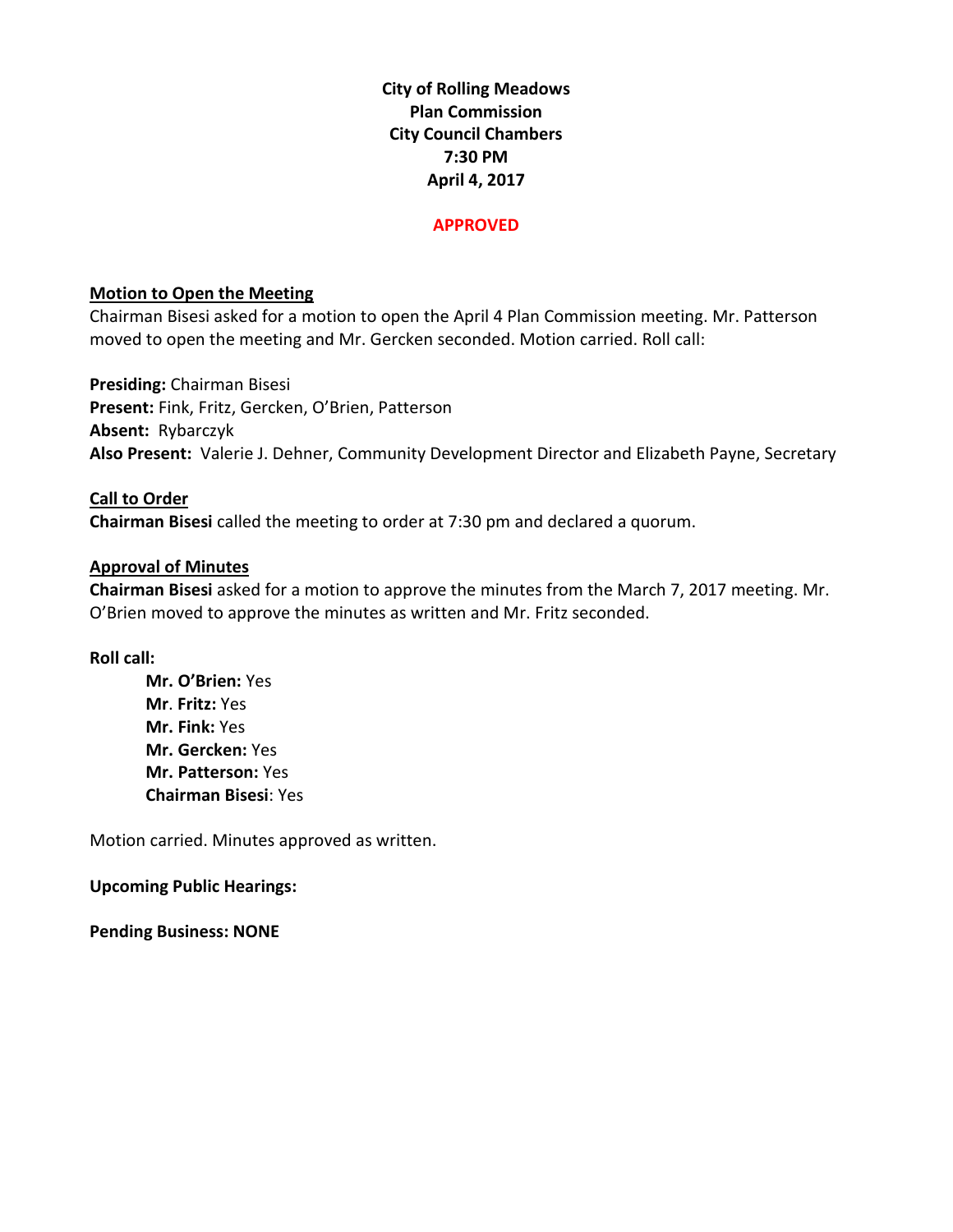**City of Rolling Meadows**
**Plan Commission**
**City Council Chambers**
**7:30 PM**
**April 4, 2017**

**APPROVED**

**Motion to Open the Meeting**

Chairman Bisesi asked for a motion to open the April 4 Plan Commission meeting. Mr. Patterson moved to open the meeting and Mr. Gercken seconded. Motion carried. Roll call:

**Presiding:** Chairman Bisesi
**Present:** Fink, Fritz, Gercken, O'Brien, Patterson
**Absent:** Rybarczyk
**Also Present:** Valerie J. Dehner, Community Development Director and Elizabeth Payne, Secretary

**Call to Order**

**Chairman Bisesi** called the meeting to order at 7:30 pm and declared a quorum.

**Approval of Minutes**

**Chairman Bisesi** asked for a motion to approve the minutes from the March 7, 2017 meeting. Mr. O'Brien moved to approve the minutes as written and Mr. Fritz seconded.

**Roll call:**

- **Mr. O'Brien:** Yes
- **Mr. Fritz:** Yes
- **Mr. Fink:** Yes
- **Mr. Gercken:** Yes
- **Mr. Patterson:** Yes
- **Chairman Bisesi**: Yes

Motion carried. Minutes approved as written.

**Upcoming Public Hearings:**

**Pending Business: NONE**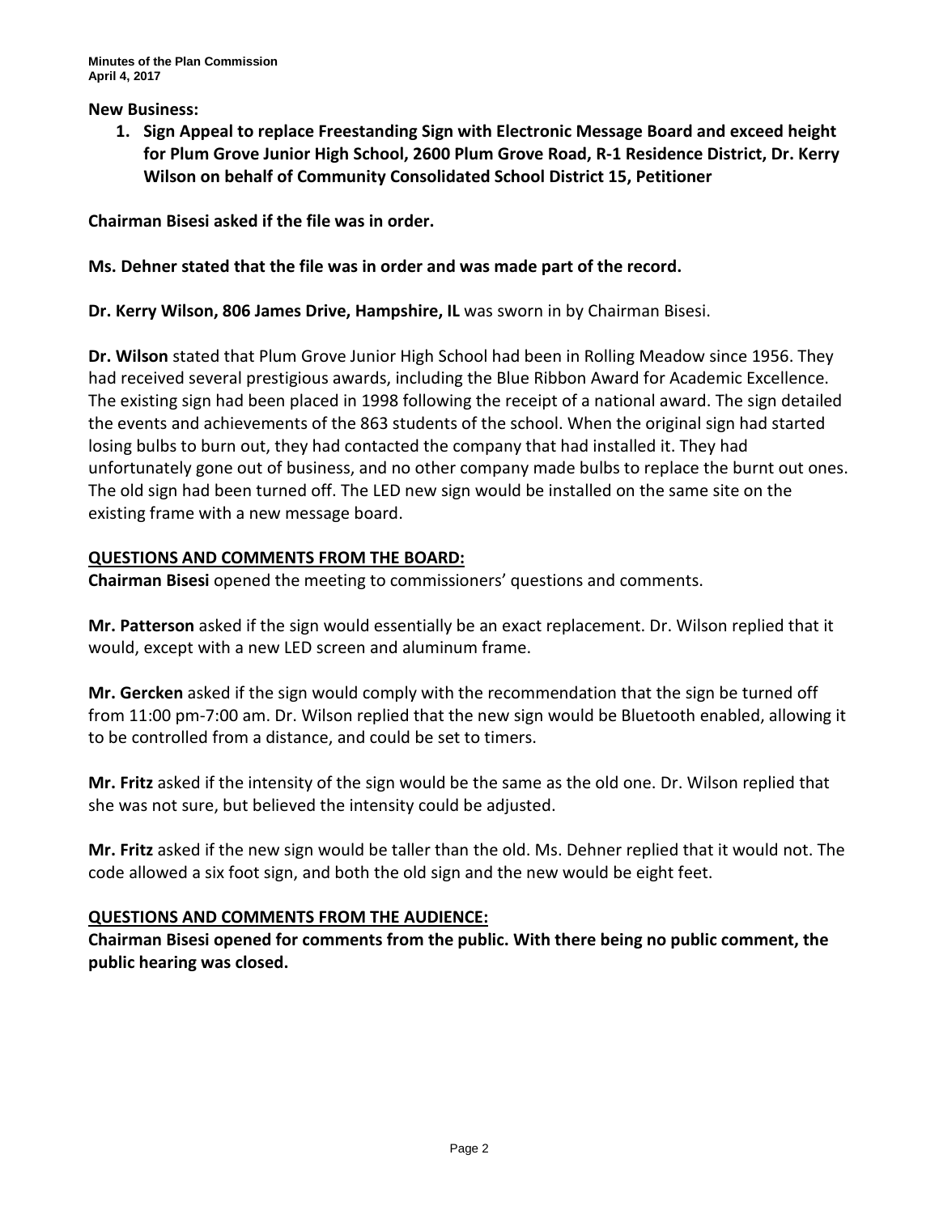**New Business:**

1. **Sign Appeal to replace Freestanding Sign with Electronic Message Board and exceed height for Plum Grove Junior High School, 2600 Plum Grove Road, R-1 Residence District, Dr. Kerry Wilson on behalf of Community Consolidated School District 15, Petitioner**

**Chairman Bisesi asked if the file was in order.**

**Ms. Dehner stated that the file was in order and was made part of the record.**

**Dr. Kerry Wilson, 806 James Drive, Hampshire, IL** was sworn in by Chairman Bisesi.

**Dr. Wilson** stated that Plum Grove Junior High School had been in Rolling Meadow since 1956. They had received several prestigious awards, including the Blue Ribbon Award for Academic Excellence. The existing sign had been placed in 1998 following the receipt of a national award. The sign detailed the events and achievements of the 863 students of the school. When the original sign had started losing bulbs to burn out, they had contacted the company that had installed it. They had unfortunately gone out of business, and no other company made bulbs to replace the burnt out ones. The old sign had been turned off. The LED new sign would be installed on the same site on the existing frame with a new message board.

**QUESTIONS AND COMMENTS FROM THE BOARD:**

**Chairman Bisesi** opened the meeting to commissioners' questions and comments.

**Mr. Patterson** asked if the sign would essentially be an exact replacement. Dr. Wilson replied that it would, except with a new LED screen and aluminum frame.

**Mr. Gercken** asked if the sign would comply with the recommendation that the sign be turned off from 11:00 pm-7:00 am. Dr. Wilson replied that the new sign would be Bluetooth enabled, allowing it to be controlled from a distance, and could be set to timers.

**Mr. Fritz** asked if the intensity of the sign would be the same as the old one. Dr. Wilson replied that she was not sure, but believed the intensity could be adjusted.

**Mr. Fritz** asked if the new sign would be taller than the old. Ms. Dehner replied that it would not. The code allowed a six foot sign, and both the old sign and the new would be eight feet.

**QUESTIONS AND COMMENTS FROM THE AUDIENCE:**

**Chairman Bisesi opened for comments from the public. With there being no public comment, the public hearing was closed.**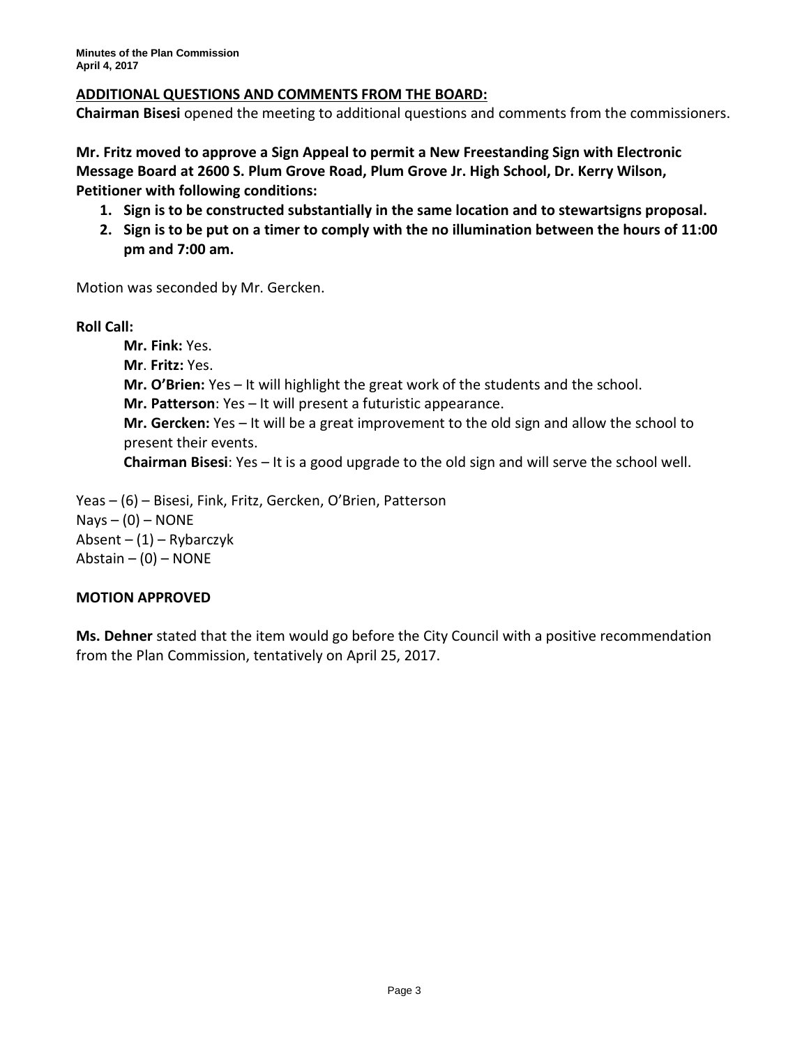**ADDITIONAL QUESTIONS AND COMMENTS FROM THE BOARD:**

**Chairman Bisesi** opened the meeting to additional questions and comments from the commissioners.

**Mr. Fritz moved to approve a Sign Appeal to permit a New Freestanding Sign with Electronic Message Board at 2600 S. Plum Grove Road, Plum Grove Jr. High School, Dr. Kerry Wilson, Petitioner with following conditions:**

1. **Sign is to be constructed substantially in the same location and to stewartsigns proposal.**
2. **Sign is to be put on a timer to comply with the no illumination between the hours of 11:00 pm and 7:00 am.**

Motion was seconded by Mr. Gercken.

**Roll Call:**

**Mr. Fink:** Yes.
**Mr**. **Fritz:** Yes.
**Mr. O'Brien:** Yes – It will highlight the great work of the students and the school.
**Mr. Patterson**: Yes – It will present a futuristic appearance.
**Mr. Gercken:** Yes – It will be a great improvement to the old sign and allow the school to present their events.
**Chairman Bisesi**: Yes – It is a good upgrade to the old sign and will serve the school well.

Yeas – (6) – Bisesi, Fink, Fritz, Gercken, O'Brien, Patterson
Nays – (0) – NONE
Absent – (1) – Rybarczyk
Abstain – (0) – NONE

**MOTION APPROVED**

**Ms. Dehner** stated that the item would go before the City Council with a positive recommendation from the Plan Commission, tentatively on April 25, 2017.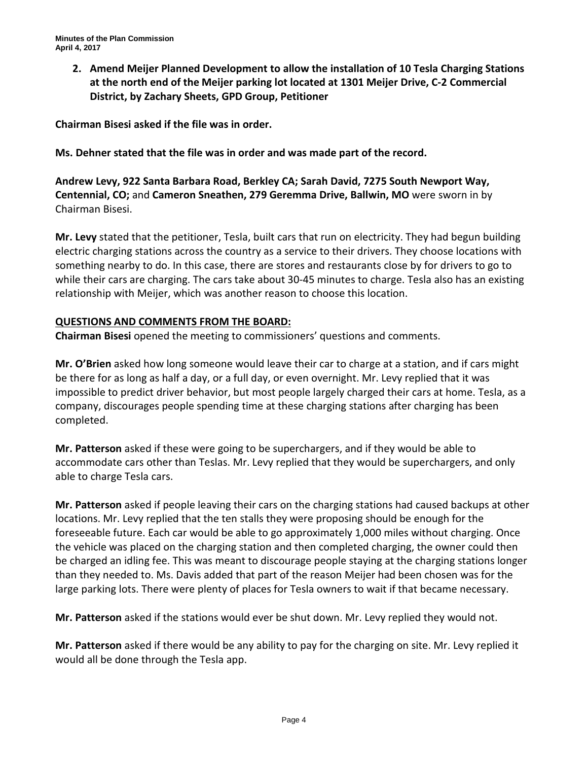**2. Amend Meijer Planned Development to allow the installation of 10 Tesla Charging Stations at the north end of the Meijer parking lot located at 1301 Meijer Drive, C-2 Commercial District, by Zachary Sheets, GPD Group, Petitioner**

**Chairman Bisesi asked if the file was in order.**

**Ms. Dehner stated that the file was in order and was made part of the record.**

**Andrew Levy, 922 Santa Barbara Road, Berkley CA; Sarah David, 7275 South Newport Way, Centennial, CO;** and **Cameron Sneathen, 279 Geremma Drive, Ballwin, MO** were sworn in by Chairman Bisesi.

**Mr. Levy** stated that the petitioner, Tesla, built cars that run on electricity. They had begun building electric charging stations across the country as a service to their drivers. They choose locations with something nearby to do. In this case, there are stores and restaurants close by for drivers to go to while their cars are charging. The cars take about 30-45 minutes to charge. Tesla also has an existing relationship with Meijer, which was another reason to choose this location.

**QUESTIONS AND COMMENTS FROM THE BOARD:**

**Chairman Bisesi** opened the meeting to commissioners' questions and comments.

**Mr. O'Brien** asked how long someone would leave their car to charge at a station, and if cars might be there for as long as half a day, or a full day, or even overnight. Mr. Levy replied that it was impossible to predict driver behavior, but most people largely charged their cars at home. Tesla, as a company, discourages people spending time at these charging stations after charging has been completed.

**Mr. Patterson** asked if these were going to be superchargers, and if they would be able to accommodate cars other than Teslas. Mr. Levy replied that they would be superchargers, and only able to charge Tesla cars.

**Mr. Patterson** asked if people leaving their cars on the charging stations had caused backups at other locations. Mr. Levy replied that the ten stalls they were proposing should be enough for the foreseeable future. Each car would be able to go approximately 1,000 miles without charging. Once the vehicle was placed on the charging station and then completed charging, the owner could then be charged an idling fee. This was meant to discourage people staying at the charging stations longer than they needed to. Ms. Davis added that part of the reason Meijer had been chosen was for the large parking lots. There were plenty of places for Tesla owners to wait if that became necessary.

**Mr. Patterson** asked if the stations would ever be shut down. Mr. Levy replied they would not.

**Mr. Patterson** asked if there would be any ability to pay for the charging on site. Mr. Levy replied it would all be done through the Tesla app.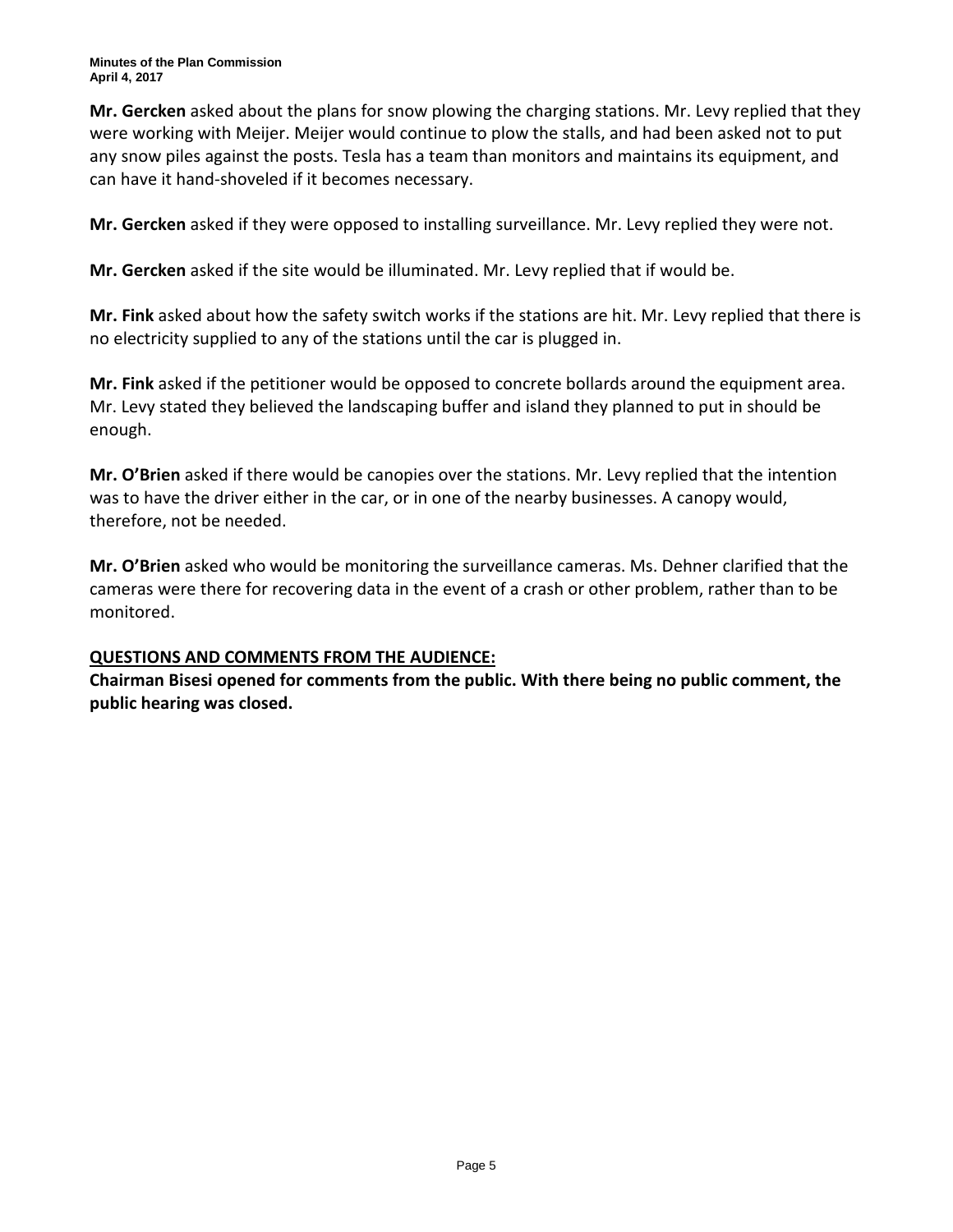**Mr. Gercken** asked about the plans for snow plowing the charging stations. Mr. Levy replied that they were working with Meijer. Meijer would continue to plow the stalls, and had been asked not to put any snow piles against the posts. Tesla has a team than monitors and maintains its equipment, and can have it hand-shoveled if it becomes necessary.

**Mr. Gercken** asked if they were opposed to installing surveillance. Mr. Levy replied they were not.

**Mr. Gercken** asked if the site would be illuminated. Mr. Levy replied that if would be.

**Mr. Fink** asked about how the safety switch works if the stations are hit. Mr. Levy replied that there is no electricity supplied to any of the stations until the car is plugged in.

**Mr. Fink** asked if the petitioner would be opposed to concrete bollards around the equipment area. Mr. Levy stated they believed the landscaping buffer and island they planned to put in should be enough.

**Mr. O'Brien** asked if there would be canopies over the stations. Mr. Levy replied that the intention was to have the driver either in the car, or in one of the nearby businesses. A canopy would, therefore, not be needed.

**Mr. O'Brien** asked who would be monitoring the surveillance cameras. Ms. Dehner clarified that the cameras were there for recovering data in the event of a crash or other problem, rather than to be monitored.

**QUESTIONS AND COMMENTS FROM THE AUDIENCE:**

**Chairman Bisesi opened for comments from the public. With there being no public comment, the public hearing was closed.**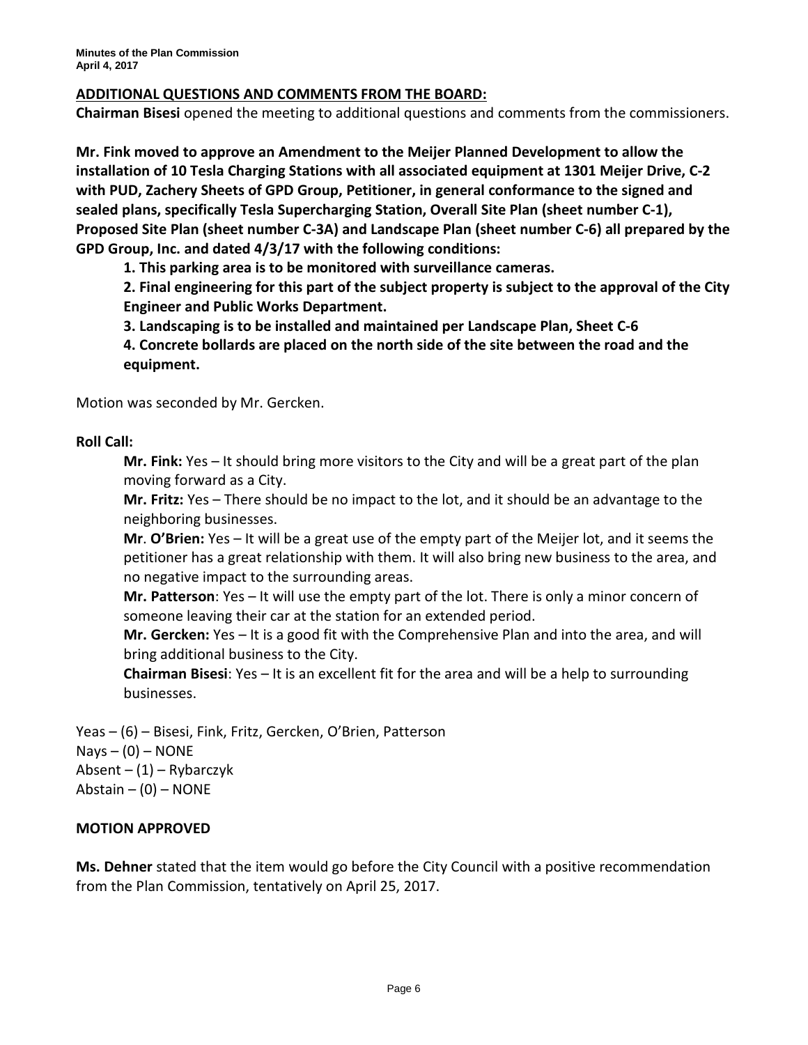**ADDITIONAL QUESTIONS AND COMMENTS FROM THE BOARD:**

**Chairman Bisesi** opened the meeting to additional questions and comments from the commissioners.

**Mr. Fink moved to approve an Amendment to the Meijer Planned Development to allow the installation of 10 Tesla Charging Stations with all associated equipment at 1301 Meijer Drive, C-2 with PUD, Zachery Sheets of GPD Group, Petitioner, in general conformance to the signed and sealed plans, specifically Tesla Supercharging Station, Overall Site Plan (sheet number C-1), Proposed Site Plan (sheet number C-3A) and Landscape Plan (sheet number C-6) all prepared by the GPD Group, Inc. and dated 4/3/17 with the following conditions:**

1. **This parking area is to be monitored with surveillance cameras.**
2. **Final engineering for this part of the subject property is subject to the approval of the City Engineer and Public Works Department.**
3. **Landscaping is to be installed and maintained per Landscape Plan, Sheet C-6**
4. **Concrete bollards are placed on the north side of the site between the road and the equipment.**

Motion was seconded by Mr. Gercken.

**Roll Call:**

**Mr. Fink:** Yes – It should bring more visitors to the City and will be a great part of the plan moving forward as a City.

**Mr. Fritz:** Yes – There should be no impact to the lot, and it should be an advantage to the neighboring businesses.

**Mr**. **O'Brien:** Yes – It will be a great use of the empty part of the Meijer lot, and it seems the petitioner has a great relationship with them. It will also bring new business to the area, and no negative impact to the surrounding areas.

**Mr. Patterson**: Yes – It will use the empty part of the lot. There is only a minor concern of someone leaving their car at the station for an extended period.

**Mr. Gercken:** Yes – It is a good fit with the Comprehensive Plan and into the area, and will bring additional business to the City.

**Chairman Bisesi**: Yes – It is an excellent fit for the area and will be a help to surrounding businesses.

Yeas – (6) – Bisesi, Fink, Fritz, Gercken, O'Brien, Patterson
Nays – (0) – NONE
Absent – (1) – Rybarczyk
Abstain – (0) – NONE

**MOTION APPROVED**

**Ms. Dehner** stated that the item would go before the City Council with a positive recommendation from the Plan Commission, tentatively on April 25, 2017.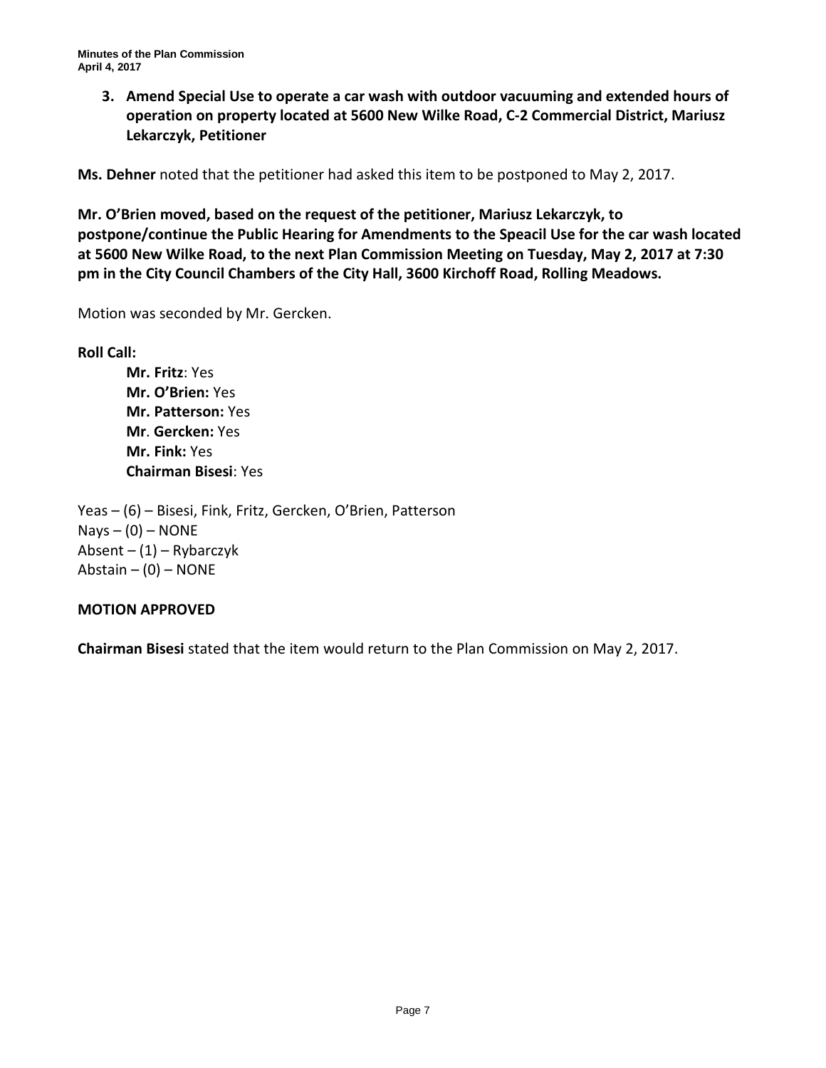**3. Amend Special Use to operate a car wash with outdoor vacuuming and extended hours of operation on property located at 5600 New Wilke Road, C-2 Commercial District, Mariusz Lekarczyk, Petitioner**

**Ms. Dehner** noted that the petitioner had asked this item to be postponed to May 2, 2017.

**Mr. O'Brien moved, based on the request of the petitioner, Mariusz Lekarczyk, to postpone/continue the Public Hearing for Amendments to the Speacil Use for the car wash located at 5600 New Wilke Road, to the next Plan Commission Meeting on Tuesday, May 2, 2017 at 7:30 pm in the City Council Chambers of the City Hall, 3600 Kirchoff Road, Rolling Meadows.**

Motion was seconded by Mr. Gercken.

**Roll Call:**

**Mr. Fritz**: Yes
**Mr. O'Brien:** Yes
**Mr. Patterson:** Yes
**Mr**. **Gercken:** Yes
**Mr. Fink:** Yes
**Chairman Bisesi**: Yes

Yeas – (6) – Bisesi, Fink, Fritz, Gercken, O'Brien, Patterson
Nays – (0) – NONE
Absent – (1) – Rybarczyk
Abstain – (0) – NONE

**MOTION APPROVED**

**Chairman Bisesi** stated that the item would return to the Plan Commission on May 2, 2017.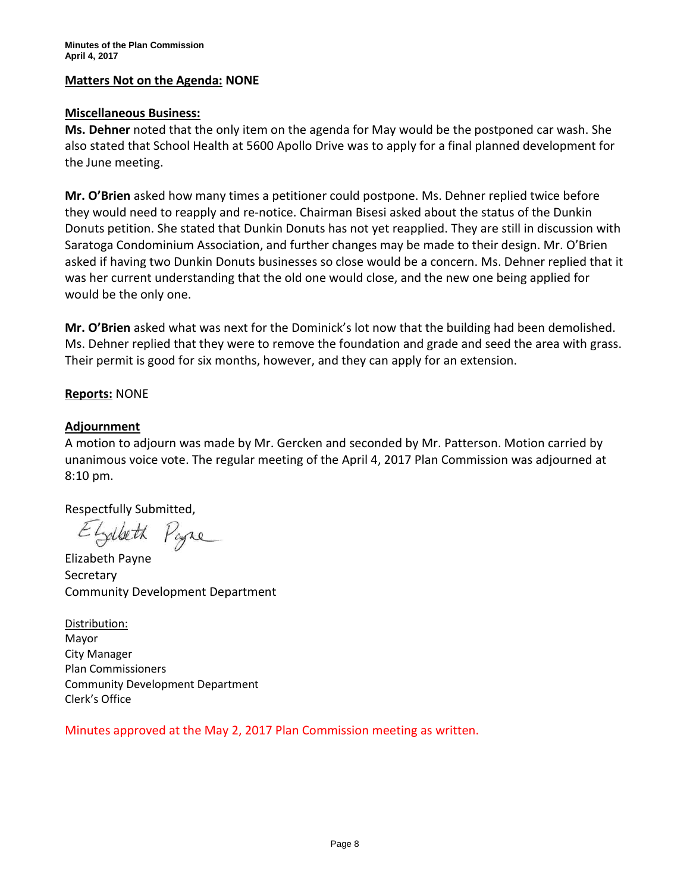**Matters Not on the Agenda: NONE**

**Miscellaneous Business:**

**Ms. Dehner** noted that the only item on the agenda for May would be the postponed car wash. She also stated that School Health at 5600 Apollo Drive was to apply for a final planned development for the June meeting.

**Mr. O'Brien** asked how many times a petitioner could postpone. Ms. Dehner replied twice before they would need to reapply and re-notice. Chairman Bisesi asked about the status of the Dunkin Donuts petition. She stated that Dunkin Donuts has not yet reapplied. They are still in discussion with Saratoga Condominium Association, and further changes may be made to their design. Mr. O'Brien asked if having two Dunkin Donuts businesses so close would be a concern. Ms. Dehner replied that it was her current understanding that the old one would close, and the new one being applied for would be the only one.

**Mr. O'Brien** asked what was next for the Dominick's lot now that the building had been demolished. Ms. Dehner replied that they were to remove the foundation and grade and seed the area with grass. Their permit is good for six months, however, and they can apply for an extension.

**Reports:** NONE

**Adjournment**

A motion to adjourn was made by Mr. Gercken and seconded by Mr. Patterson. Motion carried by unanimous voice vote. The regular meeting of the April 4, 2017 Plan Commission was adjourned at 8:10 pm.

Respectfully Submitted,

Elizabeth Payne

Elizabeth Payne
Secretary
Community Development Department

Distribution:
Mayor
City Manager
Plan Commissioners
Community Development Department
Clerk's Office

Minutes approved at the May 2, 2017 Plan Commission meeting as written.